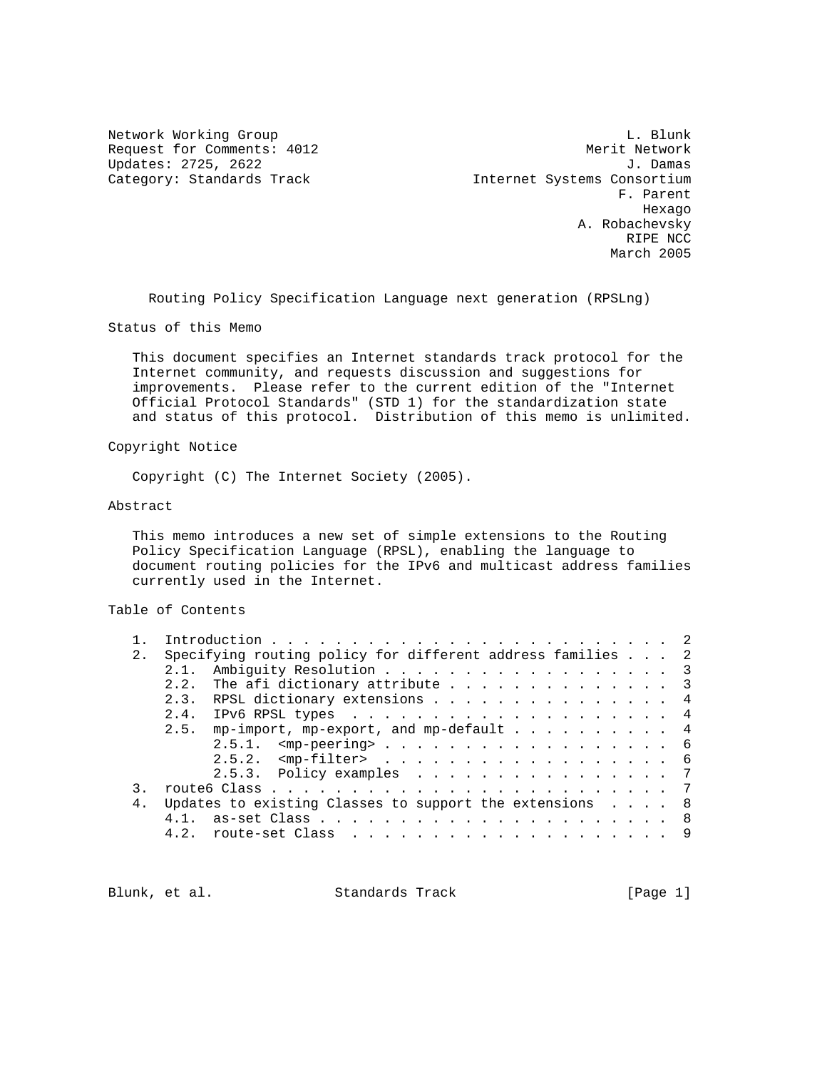Network Working Group L. Blunk
Request for Comments: 4012 Merit Network
Updates: 2725, 2622 J. Damas
Category: Standards Track Internet Systems Consortium
F. Parent
Hexago
A. Robachevsky
RIPE NCC
March 2005

# Routing Policy Specification Language next generation (RPSLng)

## Status of this Memo

This document specifies an Internet standards track protocol for the Internet community, and requests discussion and suggestions for improvements. Please refer to the current edition of the "Internet Official Protocol Standards" (STD 1) for the standardization state and status of this protocol. Distribution of this memo is unlimited.

## Copyright Notice

Copyright (C) The Internet Society (2005).

## Abstract

This memo introduces a new set of simple extensions to the Routing Policy Specification Language (RPSL), enabling the language to document routing policies for the IPv6 and multicast address families currently used in the Internet.

## Table of Contents

```
   1.  Introduction . . . . . . . . . . . . . . . . . . . . . . . .  2
   2.  Specifying routing policy for different address families . . .  2
       2.1.  Ambiguity Resolution . . . . . . . . . . . . . . . . . .  3
       2.2.  The afi dictionary attribute . . . . . . . . . . . . . .  3
       2.3.  RPSL dictionary extensions . . . . . . . . . . . . . . .  4
       2.4.  IPv6 RPSL types  . . . . . . . . . . . . . . . . . . . .  4
       2.5.  mp-import, mp-export, and mp-default . . . . . . . . . .  4
             2.5.1.  <mp-peering> . . . . . . . . . . . . . . . . . .  6
             2.5.2.  <mp-filter>  . . . . . . . . . . . . . . . . . .  6
             2.5.3.  Policy examples  . . . . . . . . . . . . . . . .  7
   3.  route6 Class . . . . . . . . . . . . . . . . . . . . . . . . .  7
   4.  Updates to existing Classes to support the extensions  . . . .  8
       4.1.  as-set Class . . . . . . . . . . . . . . . . . . . . . .  8
       4.2.  route-set Class  . . . . . . . . . . . . . . . . . . . .  9
```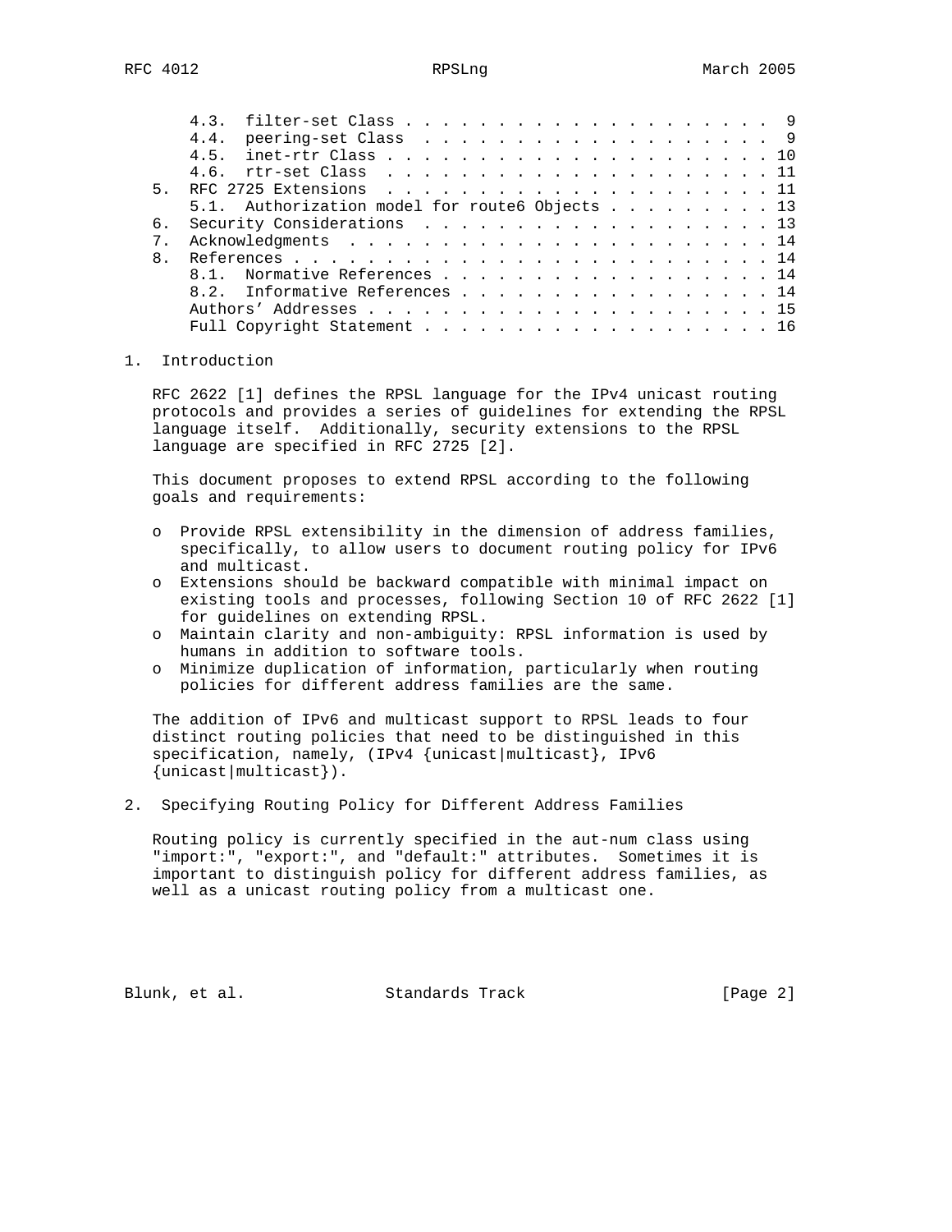4.3. filter-set Class . . . . . . . . . . . . . . . . . . . . . 9
4.4. peering-set Class . . . . . . . . . . . . . . . . . . . . 9
4.5. inet-rtr Class . . . . . . . . . . . . . . . . . . . . . . 10
4.6. rtr-set Class . . . . . . . . . . . . . . . . . . . . . . 11
5. RFC 2725 Extensions . . . . . . . . . . . . . . . . . . . . . . 11
5.1. Authorization model for route6 Objects . . . . . . . . . 13
6. Security Considerations . . . . . . . . . . . . . . . . . . . . 13
7. Acknowledgments . . . . . . . . . . . . . . . . . . . . . . . . 14
8. References . . . . . . . . . . . . . . . . . . . . . . . . . . 14
8.1. Normative References . . . . . . . . . . . . . . . . . . 14
8.2. Informative References . . . . . . . . . . . . . . . . . 14
Authors' Addresses . . . . . . . . . . . . . . . . . . . . . . 15
Full Copyright Statement . . . . . . . . . . . . . . . . . . . . 16

## 1. Introduction

RFC 2622 [1] defines the RPSL language for the IPv4 unicast routing protocols and provides a series of guidelines for extending the RPSL language itself. Additionally, security extensions to the RPSL language are specified in RFC 2725 [2].

This document proposes to extend RPSL according to the following goals and requirements:

- Provide RPSL extensibility in the dimension of address families, specifically, to allow users to document routing policy for IPv6 and multicast.
- Extensions should be backward compatible with minimal impact on existing tools and processes, following Section 10 of RFC 2622 [1] for guidelines on extending RPSL.
- Maintain clarity and non-ambiguity: RPSL information is used by humans in addition to software tools.
- Minimize duplication of information, particularly when routing policies for different address families are the same.

The addition of IPv6 and multicast support to RPSL leads to four distinct routing policies that need to be distinguished in this specification, namely, (IPv4 {unicast|multicast}, IPv6 {unicast|multicast}).

## 2. Specifying Routing Policy for Different Address Families

Routing policy is currently specified in the aut-num class using "import:", "export:", and "default:" attributes. Sometimes it is important to distinguish policy for different address families, as well as a unicast routing policy from a multicast one.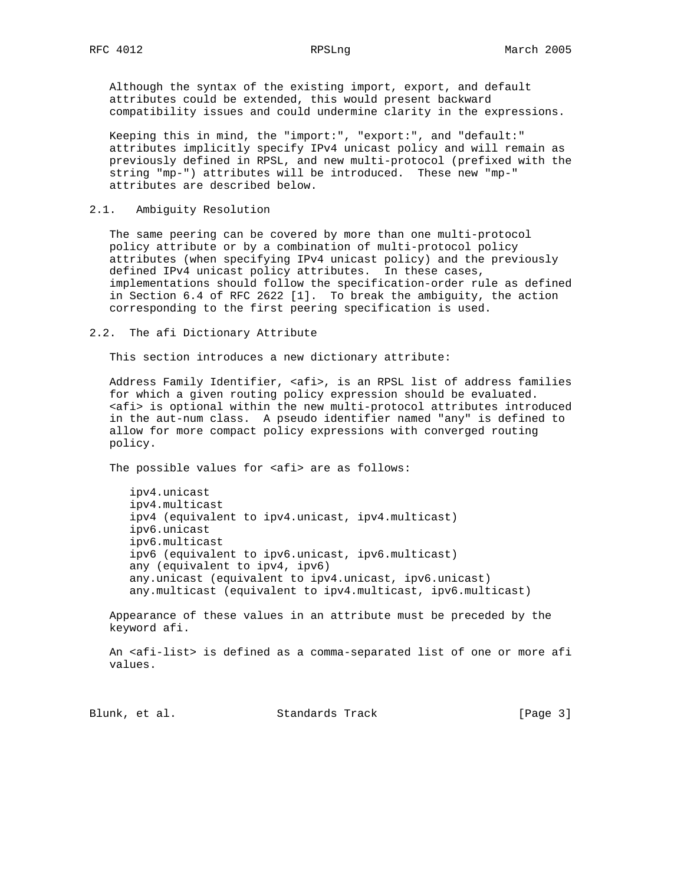Although the syntax of the existing import, export, and default attributes could be extended, this would present backward compatibility issues and could undermine clarity in the expressions.

Keeping this in mind, the "import:", "export:", and "default:" attributes implicitly specify IPv4 unicast policy and will remain as previously defined in RPSL, and new multi-protocol (prefixed with the string "mp-") attributes will be introduced. These new "mp-" attributes are described below.

## 2.1. Ambiguity Resolution

The same peering can be covered by more than one multi-protocol policy attribute or by a combination of multi-protocol policy attributes (when specifying IPv4 unicast policy) and the previously defined IPv4 unicast policy attributes. In these cases, implementations should follow the specification-order rule as defined in Section 6.4 of RFC 2622 [1]. To break the ambiguity, the action corresponding to the first peering specification is used.

## 2.2. The afi Dictionary Attribute

This section introduces a new dictionary attribute:

Address Family Identifier, <afi>, is an RPSL list of address families for which a given routing policy expression should be evaluated. <afi> is optional within the new multi-protocol attributes introduced in the aut-num class. A pseudo identifier named "any" is defined to allow for more compact policy expressions with converged routing policy.

The possible values for <afi> are as follows:

```
ipv4.unicast
ipv4.multicast
ipv4 (equivalent to ipv4.unicast, ipv4.multicast)
ipv6.unicast
ipv6.multicast
ipv6 (equivalent to ipv6.unicast, ipv6.multicast)
any (equivalent to ipv4, ipv6)
any.unicast (equivalent to ipv4.unicast, ipv6.unicast)
any.multicast (equivalent to ipv4.multicast, ipv6.multicast)
```

Appearance of these values in an attribute must be preceded by the keyword afi.

An <afi-list> is defined as a comma-separated list of one or more afi values.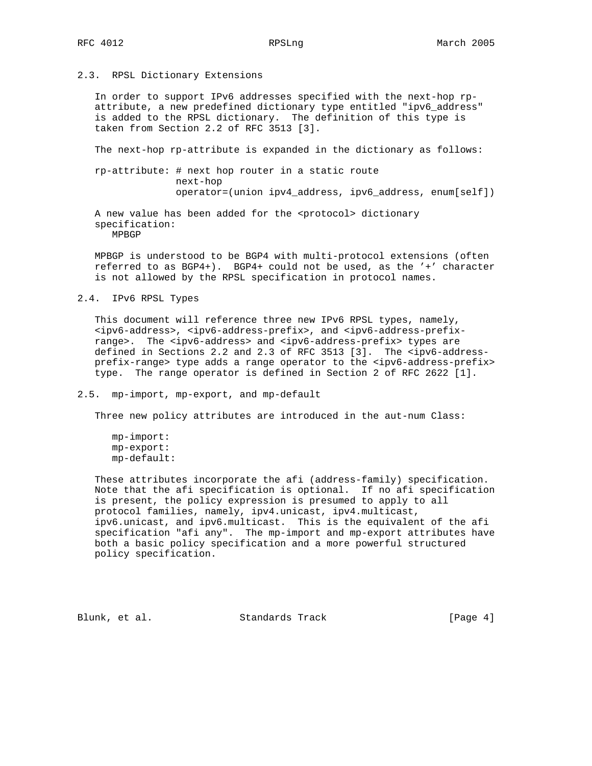## 2.3. RPSL Dictionary Extensions

In order to support IPv6 addresses specified with the next-hop rp-attribute, a new predefined dictionary type entitled "ipv6_address" is added to the RPSL dictionary. The definition of this type is taken from Section 2.2 of RFC 3513 [3].

The next-hop rp-attribute is expanded in the dictionary as follows:

```
rp-attribute: # next hop router in a static route
              next-hop
              operator=(union ipv4_address, ipv6_address, enum[self])
```

A new value has been added for the <protocol> dictionary specification:

```
   MPBGP
```

MPBGP is understood to be BGP4 with multi-protocol extensions (often referred to as BGP4+). BGP4+ could not be used, as the '+' character is not allowed by the RPSL specification in protocol names.

## 2.4. IPv6 RPSL Types

This document will reference three new IPv6 RPSL types, namely, <ipv6-address>, <ipv6-address-prefix>, and <ipv6-address-prefix-range>. The <ipv6-address> and <ipv6-address-prefix> types are defined in Sections 2.2 and 2.3 of RFC 3513 [3]. The <ipv6-address-prefix-range> type adds a range operator to the <ipv6-address-prefix> type. The range operator is defined in Section 2 of RFC 2622 [1].

## 2.5. mp-import, mp-export, and mp-default

Three new policy attributes are introduced in the aut-num Class:

```
   mp-import:
   mp-export:
   mp-default:
```

These attributes incorporate the afi (address-family) specification. Note that the afi specification is optional. If no afi specification is present, the policy expression is presumed to apply to all protocol families, namely, ipv4.unicast, ipv4.multicast, ipv6.unicast, and ipv6.multicast. This is the equivalent of the afi specification "afi any". The mp-import and mp-export attributes have both a basic policy specification and a more powerful structured policy specification.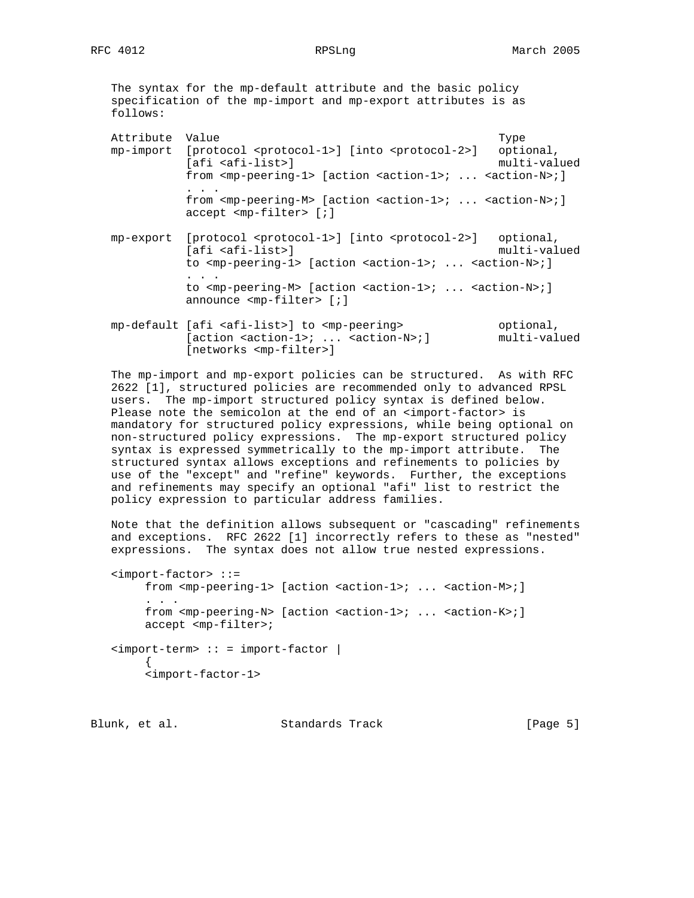The syntax for the mp-default attribute and the basic policy specification of the mp-import and mp-export attributes is as follows:

```
Attribute  Value                                          Type
mp-import  [protocol <protocol-1>] [into <protocol-2>]   optional,
           [afi <afi-list>]                               multi-valued
           from <mp-peering-1> [action <action-1>; ... <action-N>;]
           . . .
           from <mp-peering-M> [action <action-1>; ... <action-N>;]
           accept <mp-filter> [;]

mp-export  [protocol <protocol-1>] [into <protocol-2>]   optional,
           [afi <afi-list>]                               multi-valued
           to <mp-peering-1> [action <action-1>; ... <action-N>;]
           . . .
           to <mp-peering-M> [action <action-1>; ... <action-N>;]
           announce <mp-filter> [;]

mp-default [afi <afi-list>] to <mp-peering>              optional,
           [action <action-1>; ... <action-N>;]           multi-valued
           [networks <mp-filter>]
```

The mp-import and mp-export policies can be structured. As with RFC 2622 [1], structured policies are recommended only to advanced RPSL users. The mp-import structured policy syntax is defined below. Please note the semicolon at the end of an <import-factor> is mandatory for structured policy expressions, while being optional on non-structured policy expressions. The mp-export structured policy syntax is expressed symmetrically to the mp-import attribute. The structured syntax allows exceptions and refinements to policies by use of the "except" and "refine" keywords. Further, the exceptions and refinements may specify an optional "afi" list to restrict the policy expression to particular address families.

Note that the definition allows subsequent or "cascading" refinements and exceptions. RFC 2622 [1] incorrectly refers to these as "nested" expressions. The syntax does not allow true nested expressions.

```
<import-factor> ::=
     from <mp-peering-1> [action <action-1>; ... <action-M>;]
     . . .
     from <mp-peering-N> [action <action-1>; ... <action-K>;]
     accept <mp-filter>;

<import-term> :: = import-factor |
     {
     <import-factor-1>
```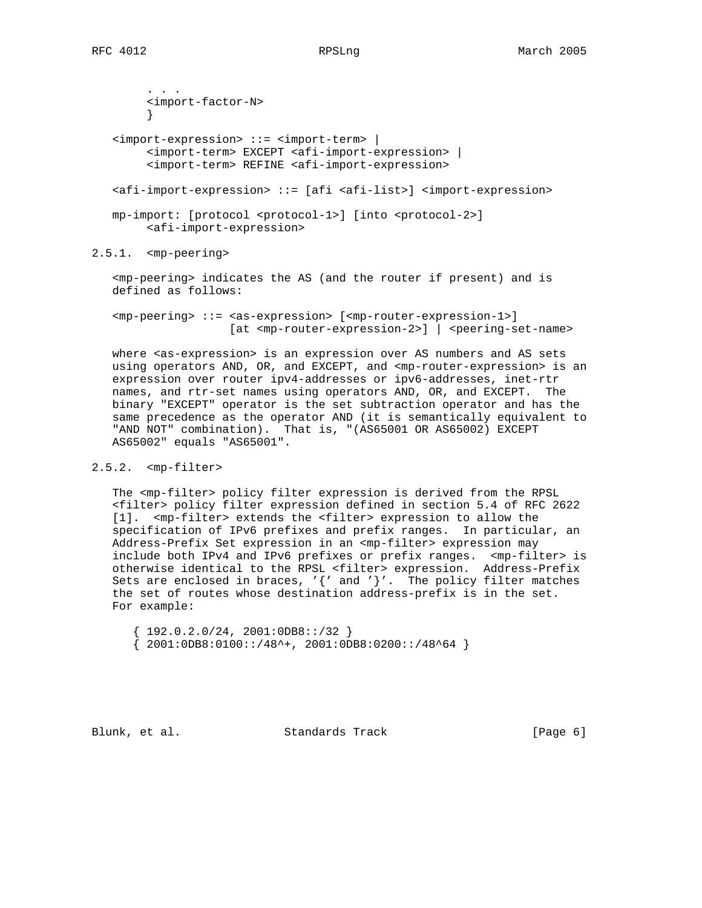```
     . . .
     <import-factor-N>
     }

<import-expression> ::= <import-term> |
     <import-term> EXCEPT <afi-import-expression> |
     <import-term> REFINE <afi-import-expression>

<afi-import-expression> ::= [afi <afi-list>] <import-expression>

mp-import: [protocol <protocol-1>] [into <protocol-2>]
     <afi-import-expression>
```

### 2.5.1. <mp-peering>

<mp-peering> indicates the AS (and the router if present) and is defined as follows:

```
<mp-peering> ::= <as-expression> [<mp-router-expression-1>]
                 [at <mp-router-expression-2>] | <peering-set-name>
```

where <as-expression> is an expression over AS numbers and AS sets using operators AND, OR, and EXCEPT, and <mp-router-expression> is an expression over router ipv4-addresses or ipv6-addresses, inet-rtr names, and rtr-set names using operators AND, OR, and EXCEPT. The binary "EXCEPT" operator is the set subtraction operator and has the same precedence as the operator AND (it is semantically equivalent to "AND NOT" combination). That is, "(AS65001 OR AS65002) EXCEPT AS65002" equals "AS65001".

### 2.5.2. <mp-filter>

The <mp-filter> policy filter expression is derived from the RPSL <filter> policy filter expression defined in section 5.4 of RFC 2622 [1]. <mp-filter> extends the <filter> expression to allow the specification of IPv6 prefixes and prefix ranges. In particular, an Address-Prefix Set expression in an <mp-filter> expression may include both IPv4 and IPv6 prefixes or prefix ranges. <mp-filter> is otherwise identical to the RPSL <filter> expression. Address-Prefix Sets are enclosed in braces, '{' and '}'. The policy filter matches the set of routes whose destination address-prefix is in the set. For example:

```
{ 192.0.2.0/24, 2001:0DB8::/32 }
{ 2001:0DB8:0100::/48^+, 2001:0DB8:0200::/48^64 }
```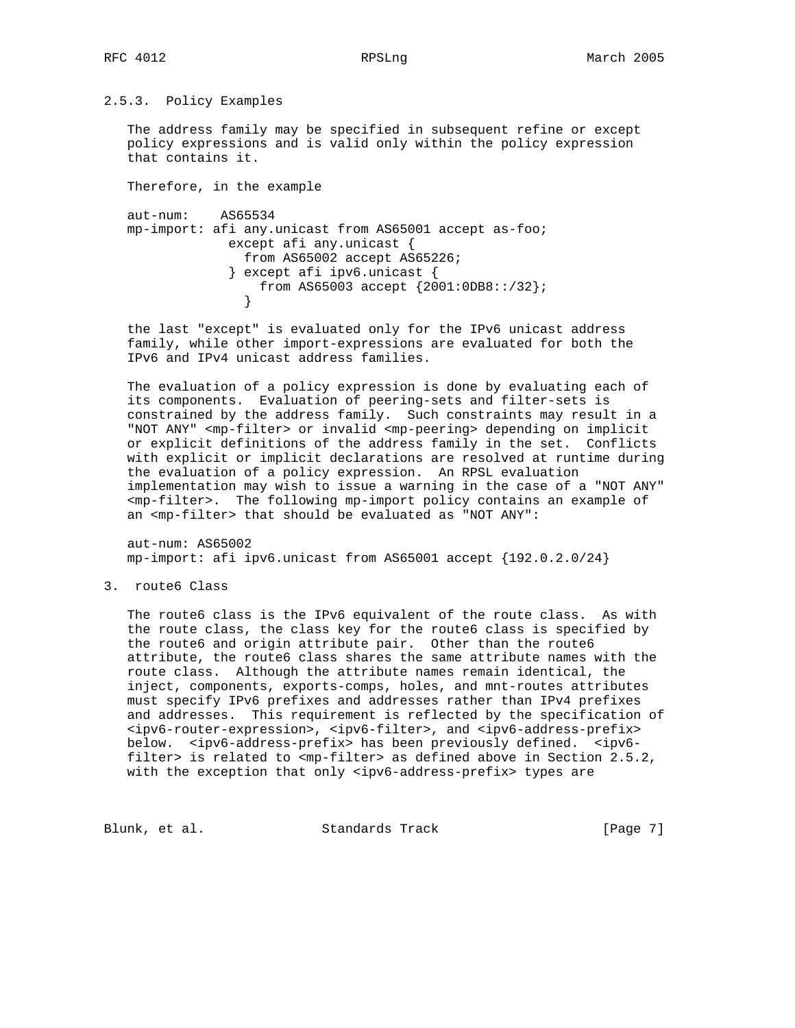### 2.5.3. Policy Examples

The address family may be specified in subsequent refine or except policy expressions and is valid only within the policy expression that contains it.

Therefore, in the example

```
aut-num:    AS65534
mp-import: afi any.unicast from AS65001 accept as-foo;
             except afi any.unicast {
               from AS65002 accept AS65226;
             } except afi ipv6.unicast {
                 from AS65003 accept {2001:0DB8::/32};
               }
```

the last "except" is evaluated only for the IPv6 unicast address family, while other import-expressions are evaluated for both the IPv6 and IPv4 unicast address families.

The evaluation of a policy expression is done by evaluating each of its components. Evaluation of peering-sets and filter-sets is constrained by the address family. Such constraints may result in a "NOT ANY" <mp-filter> or invalid <mp-peering> depending on implicit or explicit definitions of the address family in the set. Conflicts with explicit or implicit declarations are resolved at runtime during the evaluation of a policy expression. An RPSL evaluation implementation may wish to issue a warning in the case of a "NOT ANY" <mp-filter>. The following mp-import policy contains an example of an <mp-filter> that should be evaluated as "NOT ANY":

```
aut-num: AS65002
mp-import: afi ipv6.unicast from AS65001 accept {192.0.2.0/24}
```

## 3. route6 Class

The route6 class is the IPv6 equivalent of the route class. As with the route class, the class key for the route6 class is specified by the route6 and origin attribute pair. Other than the route6 attribute, the route6 class shares the same attribute names with the route class. Although the attribute names remain identical, the inject, components, exports-comps, holes, and mnt-routes attributes must specify IPv6 prefixes and addresses rather than IPv4 prefixes and addresses. This requirement is reflected by the specification of <ipv6-router-expression>, <ipv6-filter>, and <ipv6-address-prefix> below. <ipv6-address-prefix> has been previously defined. <ipv6-filter> is related to <mp-filter> as defined above in Section 2.5.2, with the exception that only <ipv6-address-prefix> types are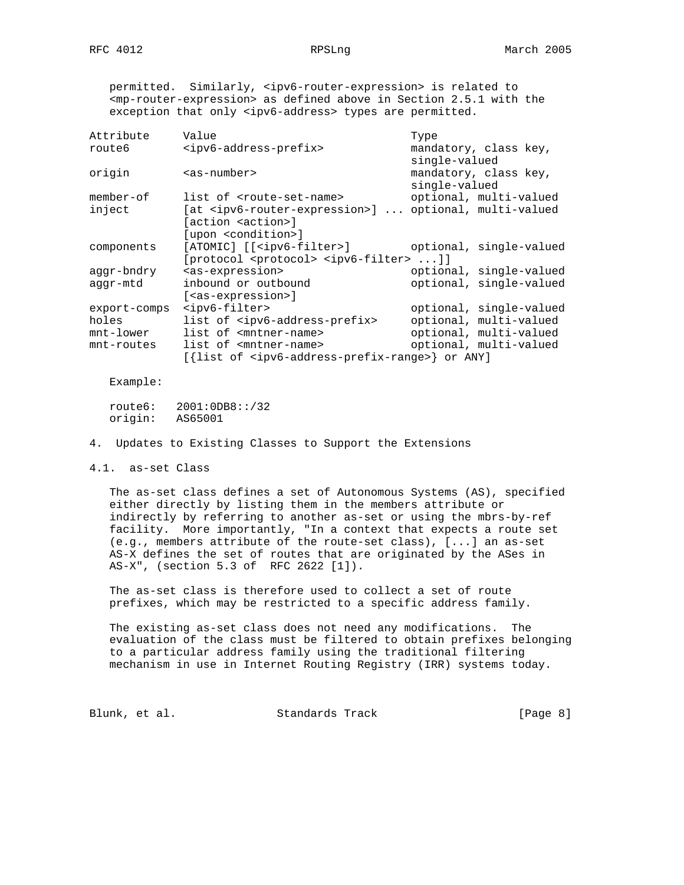permitted. Similarly, <ipv6-router-expression> is related to <mp-router-expression> as defined above in Section 2.5.1 with the exception that only <ipv6-address> types are permitted.

| Attribute | Value | Type |
|---|---|---|
| route6 | <ipv6-address-prefix> | mandatory, class key, single-valued |
| origin | <as-number> | mandatory, class key, single-valued |
| member-of | list of <route-set-name> | optional, multi-valued |
| inject | [at <ipv6-router-expression>] ... [action <action>] [upon <condition>] | optional, multi-valued |
| components | [ATOMIC] [[<ipv6-filter>] [protocol <protocol> <ipv6-filter> ...]] | optional, single-valued |
| aggr-bndry | <as-expression> | optional, single-valued |
| aggr-mtd | inbound or outbound [<as-expression>] | optional, single-valued |
| export-comps | <ipv6-filter> | optional, single-valued |
| holes | list of <ipv6-address-prefix> | optional, multi-valued |
| mnt-lower | list of <mntner-name> | optional, multi-valued |
| mnt-routes | list of <mntner-name> [{list of <ipv6-address-prefix-range>} or ANY] | optional, multi-valued |

Example:

```
route6:   2001:0DB8::/32
origin:   AS65001
```

## 4. Updates to Existing Classes to Support the Extensions

### 4.1. as-set Class

The as-set class defines a set of Autonomous Systems (AS), specified either directly by listing them in the members attribute or indirectly by referring to another as-set or using the mbrs-by-ref facility. More importantly, "In a context that expects a route set (e.g., members attribute of the route-set class), [...] an as-set AS-X defines the set of routes that are originated by the ASes in AS-X", (section 5.3 of RFC 2622 [1]).

The as-set class is therefore used to collect a set of route prefixes, which may be restricted to a specific address family.

The existing as-set class does not need any modifications. The evaluation of the class must be filtered to obtain prefixes belonging to a particular address family using the traditional filtering mechanism in use in Internet Routing Registry (IRR) systems today.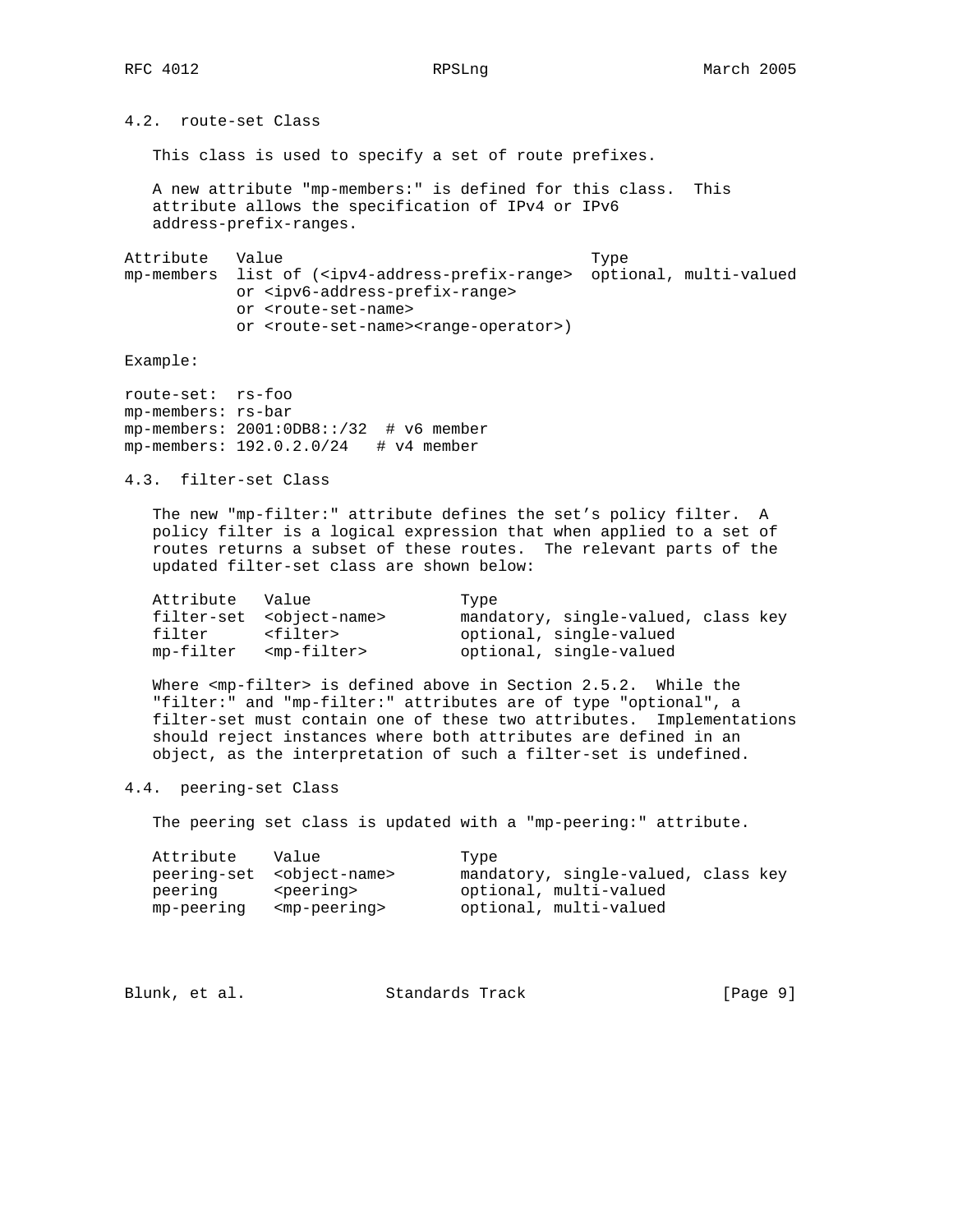### 4.2. route-set Class

This class is used to specify a set of route prefixes.

A new attribute "mp-members:" is defined for this class. This attribute allows the specification of IPv4 or IPv6 address-prefix-ranges.

```
Attribute   Value                                    Type
mp-members  list of (<ipv4-address-prefix-range>  optional, multi-valued
            or <ipv6-address-prefix-range>
            or <route-set-name>
            or <route-set-name><range-operator>)
```

Example:

```
route-set:  rs-foo
mp-members: rs-bar
mp-members: 2001:0DB8::/32  # v6 member
mp-members: 192.0.2.0/24   # v4 member
```

### 4.3. filter-set Class

The new "mp-filter:" attribute defines the set's policy filter. A policy filter is a logical expression that when applied to a set of routes returns a subset of these routes. The relevant parts of the updated filter-set class are shown below:

```
Attribute   Value                Type
filter-set  <object-name>        mandatory, single-valued, class key
filter      <filter>             optional, single-valued
mp-filter   <mp-filter>          optional, single-valued
```

Where <mp-filter> is defined above in Section 2.5.2. While the "filter:" and "mp-filter:" attributes are of type "optional", a filter-set must contain one of these two attributes. Implementations should reject instances where both attributes are defined in an object, as the interpretation of such a filter-set is undefined.

### 4.4. peering-set Class

The peering set class is updated with a "mp-peering:" attribute.

```
Attribute    Value                Type
peering-set  <object-name>        mandatory, single-valued, class key
peering      <peering>            optional, multi-valued
mp-peering   <mp-peering>         optional, multi-valued
```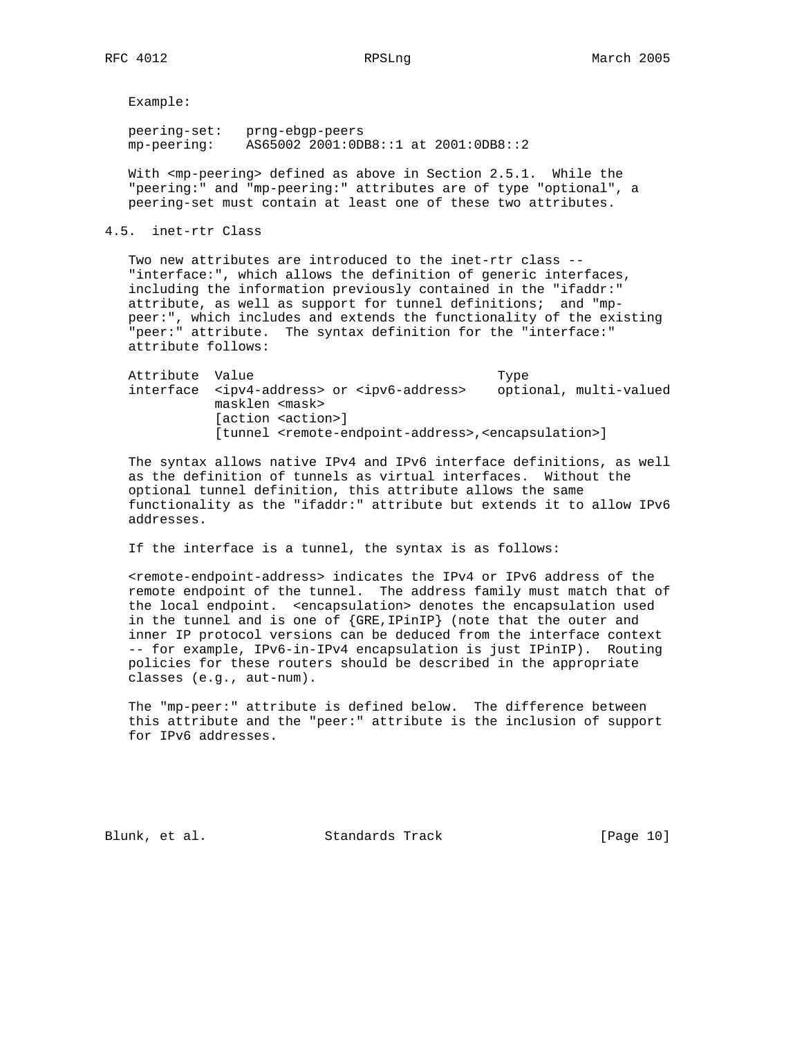Example:

```
peering-set:   prng-ebgp-peers
mp-peering:    AS65002 2001:0DB8::1 at 2001:0DB8::2
```

With <mp-peering> defined as above in Section 2.5.1. While the "peering:" and "mp-peering:" attributes are of type "optional", a peering-set must contain at least one of these two attributes.

## 4.5. inet-rtr Class

Two new attributes are introduced to the inet-rtr class -- "interface:", which allows the definition of generic interfaces, including the information previously contained in the "ifaddr:" attribute, as well as support for tunnel definitions; and "mp-peer:", which includes and extends the functionality of the existing "peer:" attribute. The syntax definition for the "interface:" attribute follows:

```
Attribute  Value                                Type
interface  <ipv4-address> or <ipv6-address>     optional, multi-valued
           masklen <mask>
           [action <action>]
           [tunnel <remote-endpoint-address>,<encapsulation>]
```

The syntax allows native IPv4 and IPv6 interface definitions, as well as the definition of tunnels as virtual interfaces. Without the optional tunnel definition, this attribute allows the same functionality as the "ifaddr:" attribute but extends it to allow IPv6 addresses.

If the interface is a tunnel, the syntax is as follows:

<remote-endpoint-address> indicates the IPv4 or IPv6 address of the remote endpoint of the tunnel. The address family must match that of the local endpoint. <encapsulation> denotes the encapsulation used in the tunnel and is one of {GRE,IPinIP} (note that the outer and inner IP protocol versions can be deduced from the interface context -- for example, IPv6-in-IPv4 encapsulation is just IPinIP). Routing policies for these routers should be described in the appropriate classes (e.g., aut-num).

The "mp-peer:" attribute is defined below. The difference between this attribute and the "peer:" attribute is the inclusion of support for IPv6 addresses.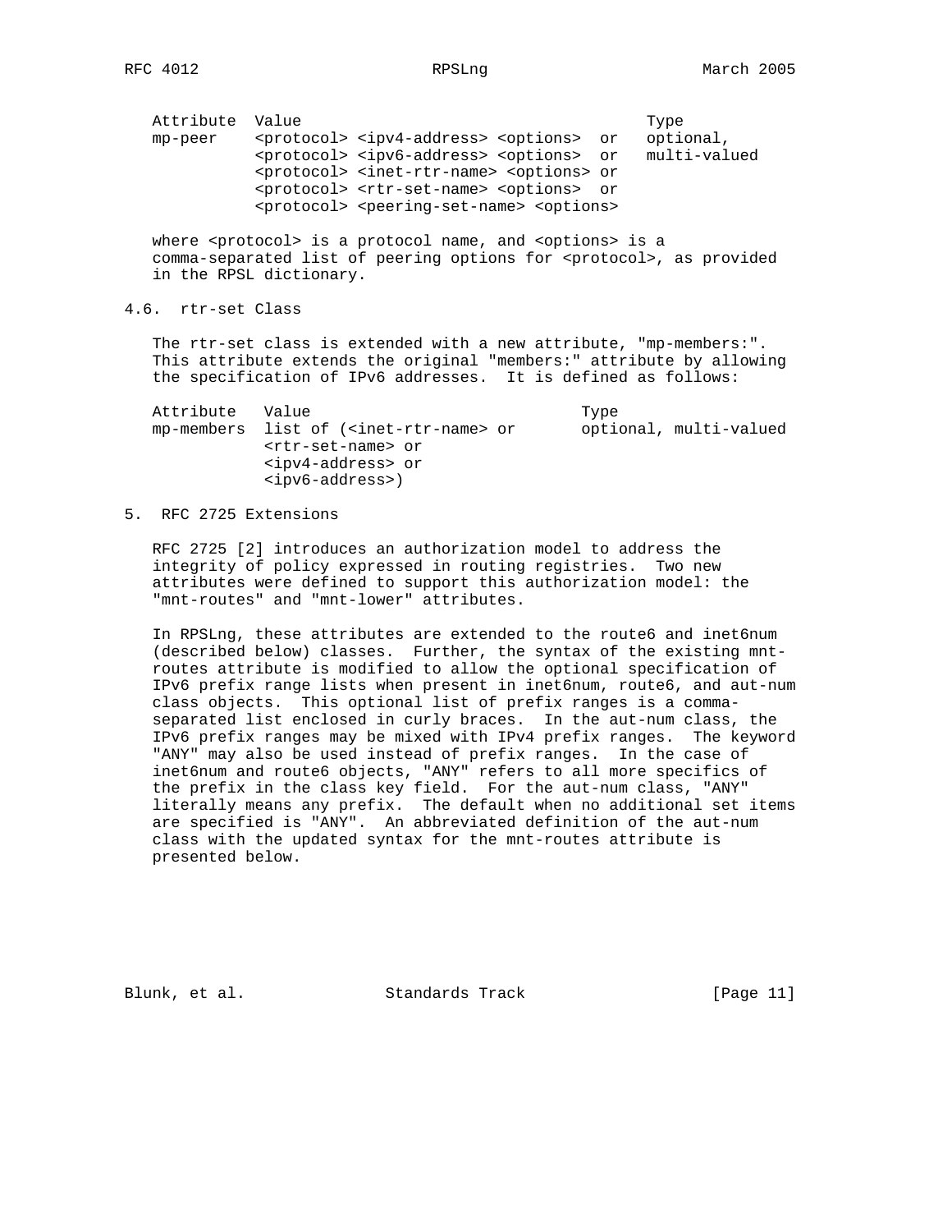```
Attribute  Value                                       Type
mp-peer    <protocol> <ipv4-address> <options>  or   optional,
           <protocol> <ipv6-address> <options>  or   multi-valued
           <protocol> <inet-rtr-name> <options> or
           <protocol> <rtr-set-name> <options>  or
           <protocol> <peering-set-name> <options>
```

where <protocol> is a protocol name, and <options> is a comma-separated list of peering options for <protocol>, as provided in the RPSL dictionary.

## 4.6. rtr-set Class

The rtr-set class is extended with a new attribute, "mp-members:". This attribute extends the original "members:" attribute by allowing the specification of IPv6 addresses. It is defined as follows:

```
Attribute   Value                              Type
mp-members  list of (<inet-rtr-name> or       optional, multi-valued
            <rtr-set-name> or
            <ipv4-address> or
            <ipv6-address>)
```

# 5. RFC 2725 Extensions

RFC 2725 [2] introduces an authorization model to address the integrity of policy expressed in routing registries. Two new attributes were defined to support this authorization model: the "mnt-routes" and "mnt-lower" attributes.

In RPSLng, these attributes are extended to the route6 and inet6num (described below) classes. Further, the syntax of the existing mnt-routes attribute is modified to allow the optional specification of IPv6 prefix range lists when present in inet6num, route6, and aut-num class objects. This optional list of prefix ranges is a comma-separated list enclosed in curly braces. In the aut-num class, the IPv6 prefix ranges may be mixed with IPv4 prefix ranges. The keyword "ANY" may also be used instead of prefix ranges. In the case of inet6num and route6 objects, "ANY" refers to all more specifics of the prefix in the class key field. For the aut-num class, "ANY" literally means any prefix. The default when no additional set items are specified is "ANY". An abbreviated definition of the aut-num class with the updated syntax for the mnt-routes attribute is presented below.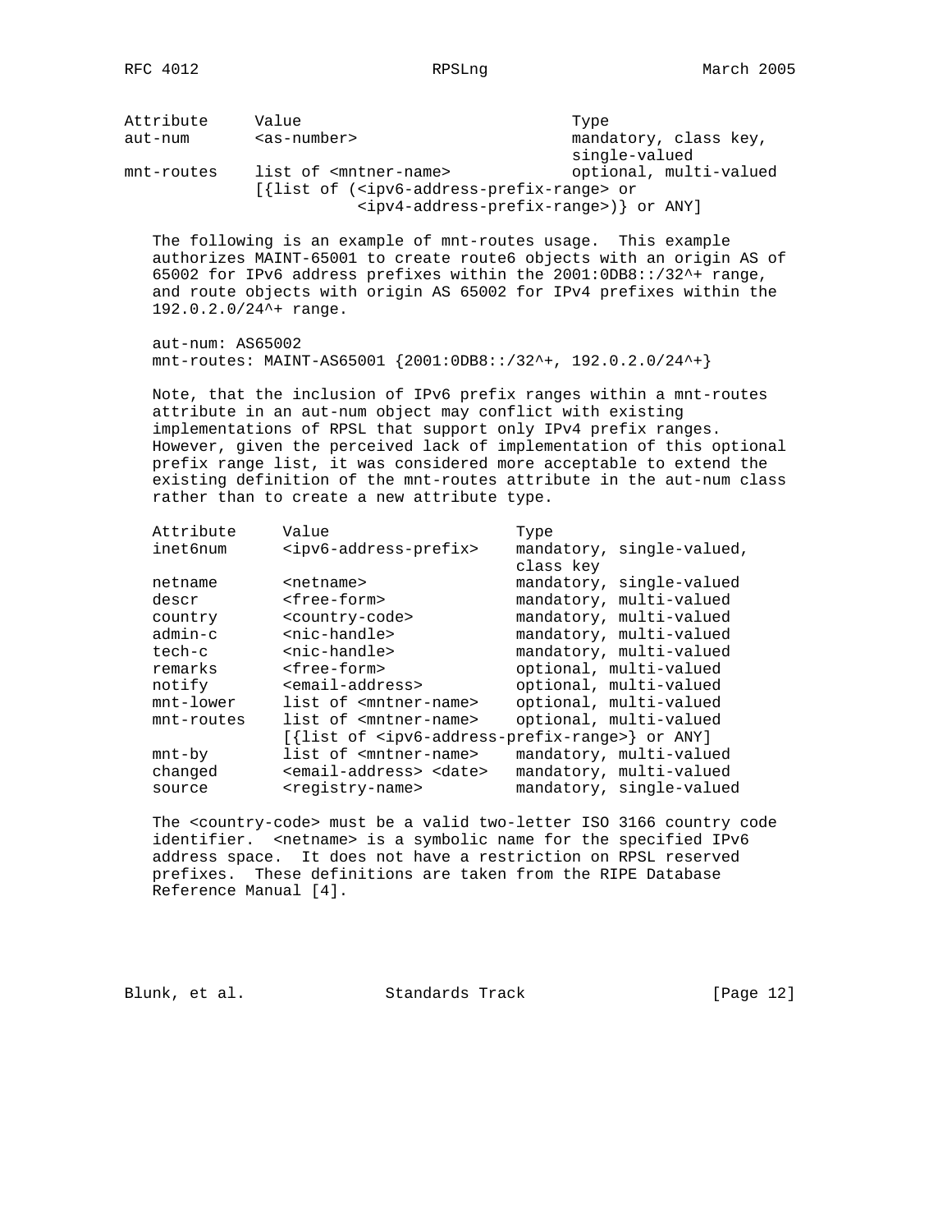| Attribute | Value | Type |
|---|---|---|
| aut-num | <as-number> | mandatory, class key, single-valued |
| mnt-routes | list of <mntner-name> [{list of (<ipv6-address-prefix-range> or <ipv4-address-prefix-range>)} or ANY] | optional, multi-valued |

The following is an example of mnt-routes usage. This example authorizes MAINT-65001 to create route6 objects with an origin AS of 65002 for IPv6 address prefixes within the 2001:0DB8::/32^+ range, and route objects with origin AS 65002 for IPv4 prefixes within the 192.0.2.0/24^+ range.

```
aut-num: AS65002
mnt-routes: MAINT-AS65001 {2001:0DB8::/32^+, 192.0.2.0/24^+}
```

Note, that the inclusion of IPv6 prefix ranges within a mnt-routes attribute in an aut-num object may conflict with existing implementations of RPSL that support only IPv4 prefix ranges. However, given the perceived lack of implementation of this optional prefix range list, it was considered more acceptable to extend the existing definition of the mnt-routes attribute in the aut-num class rather than to create a new attribute type.

| Attribute | Value | Type |
|---|---|---|
| inet6num | <ipv6-address-prefix> | mandatory, single-valued, class key |
| netname | <netname> | mandatory, single-valued |
| descr | <free-form> | mandatory, multi-valued |
| country | <country-code> | mandatory, multi-valued |
| admin-c | <nic-handle> | mandatory, multi-valued |
| tech-c | <nic-handle> | mandatory, multi-valued |
| remarks | <free-form> | optional, multi-valued |
| notify | <email-address> | optional, multi-valued |
| mnt-lower | list of <mntner-name> | optional, multi-valued |
| mnt-routes | list of <mntner-name> [{list of <ipv6-address-prefix-range>} or ANY] | optional, multi-valued |
| mnt-by | list of <mntner-name> | mandatory, multi-valued |
| changed | <email-address> <date> | mandatory, multi-valued |
| source | <registry-name> | mandatory, single-valued |

The <country-code> must be a valid two-letter ISO 3166 country code identifier. <netname> is a symbolic name for the specified IPv6 address space. It does not have a restriction on RPSL reserved prefixes. These definitions are taken from the RIPE Database Reference Manual [4].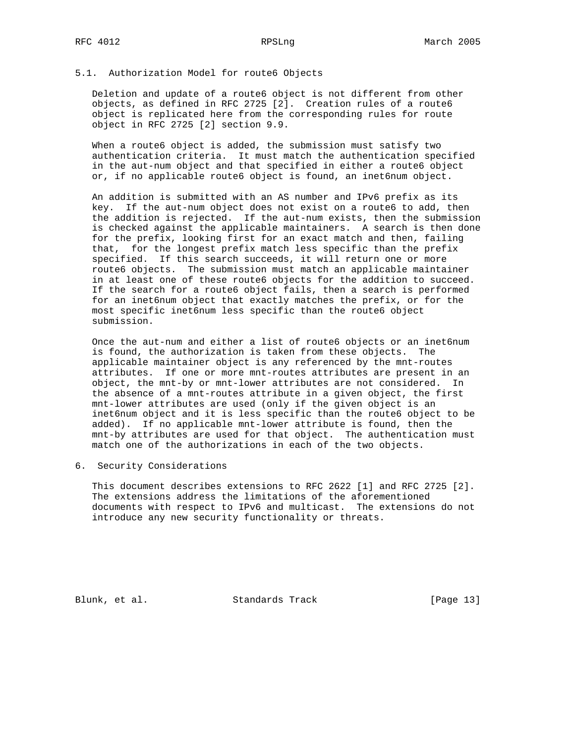## 5.1. Authorization Model for route6 Objects

Deletion and update of a route6 object is not different from other objects, as defined in RFC 2725 [2]. Creation rules of a route6 object is replicated here from the corresponding rules for route object in RFC 2725 [2] section 9.9.

When a route6 object is added, the submission must satisfy two authentication criteria. It must match the authentication specified in the aut-num object and that specified in either a route6 object or, if no applicable route6 object is found, an inet6num object.

An addition is submitted with an AS number and IPv6 prefix as its key. If the aut-num object does not exist on a route6 to add, then the addition is rejected. If the aut-num exists, then the submission is checked against the applicable maintainers. A search is then done for the prefix, looking first for an exact match and then, failing that, for the longest prefix match less specific than the prefix specified. If this search succeeds, it will return one or more route6 objects. The submission must match an applicable maintainer in at least one of these route6 objects for the addition to succeed. If the search for a route6 object fails, then a search is performed for an inet6num object that exactly matches the prefix, or for the most specific inet6num less specific than the route6 object submission.

Once the aut-num and either a list of route6 objects or an inet6num is found, the authorization is taken from these objects. The applicable maintainer object is any referenced by the mnt-routes attributes. If one or more mnt-routes attributes are present in an object, the mnt-by or mnt-lower attributes are not considered. In the absence of a mnt-routes attribute in a given object, the first mnt-lower attributes are used (only if the given object is an inet6num object and it is less specific than the route6 object to be added). If no applicable mnt-lower attribute is found, then the mnt-by attributes are used for that object. The authentication must match one of the authorizations in each of the two objects.

# 6. Security Considerations

This document describes extensions to RFC 2622 [1] and RFC 2725 [2]. The extensions address the limitations of the aforementioned documents with respect to IPv6 and multicast. The extensions do not introduce any new security functionality or threats.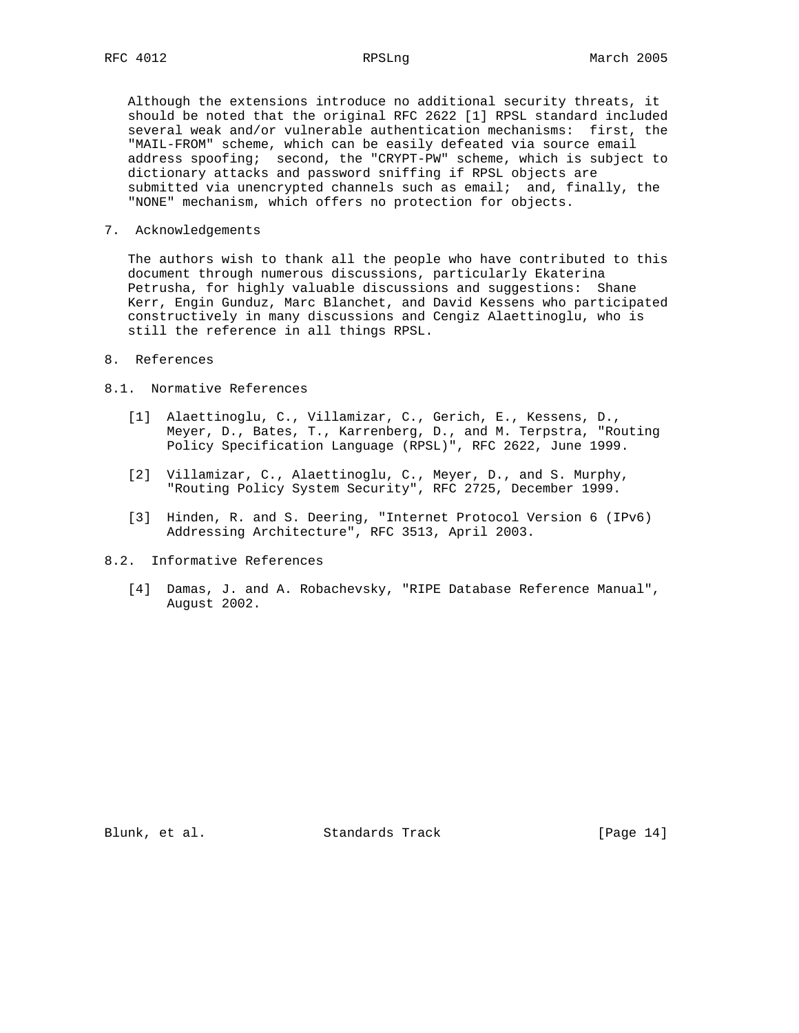Although the extensions introduce no additional security threats, it should be noted that the original RFC 2622 [1] RPSL standard included several weak and/or vulnerable authentication mechanisms: first, the "MAIL-FROM" scheme, which can be easily defeated via source email address spoofing; second, the "CRYPT-PW" scheme, which is subject to dictionary attacks and password sniffing if RPSL objects are submitted via unencrypted channels such as email; and, finally, the "NONE" mechanism, which offers no protection for objects.

## 7. Acknowledgements

The authors wish to thank all the people who have contributed to this document through numerous discussions, particularly Ekaterina Petrusha, for highly valuable discussions and suggestions: Shane Kerr, Engin Gunduz, Marc Blanchet, and David Kessens who participated constructively in many discussions and Cengiz Alaettinoglu, who is still the reference in all things RPSL.

## 8. References

### 8.1. Normative References

[1] Alaettinoglu, C., Villamizar, C., Gerich, E., Kessens, D., Meyer, D., Bates, T., Karrenberg, D., and M. Terpstra, "Routing Policy Specification Language (RPSL)", RFC 2622, June 1999.

[2] Villamizar, C., Alaettinoglu, C., Meyer, D., and S. Murphy, "Routing Policy System Security", RFC 2725, December 1999.

[3] Hinden, R. and S. Deering, "Internet Protocol Version 6 (IPv6) Addressing Architecture", RFC 3513, April 2003.

### 8.2. Informative References

[4] Damas, J. and A. Robachevsky, "RIPE Database Reference Manual", August 2002.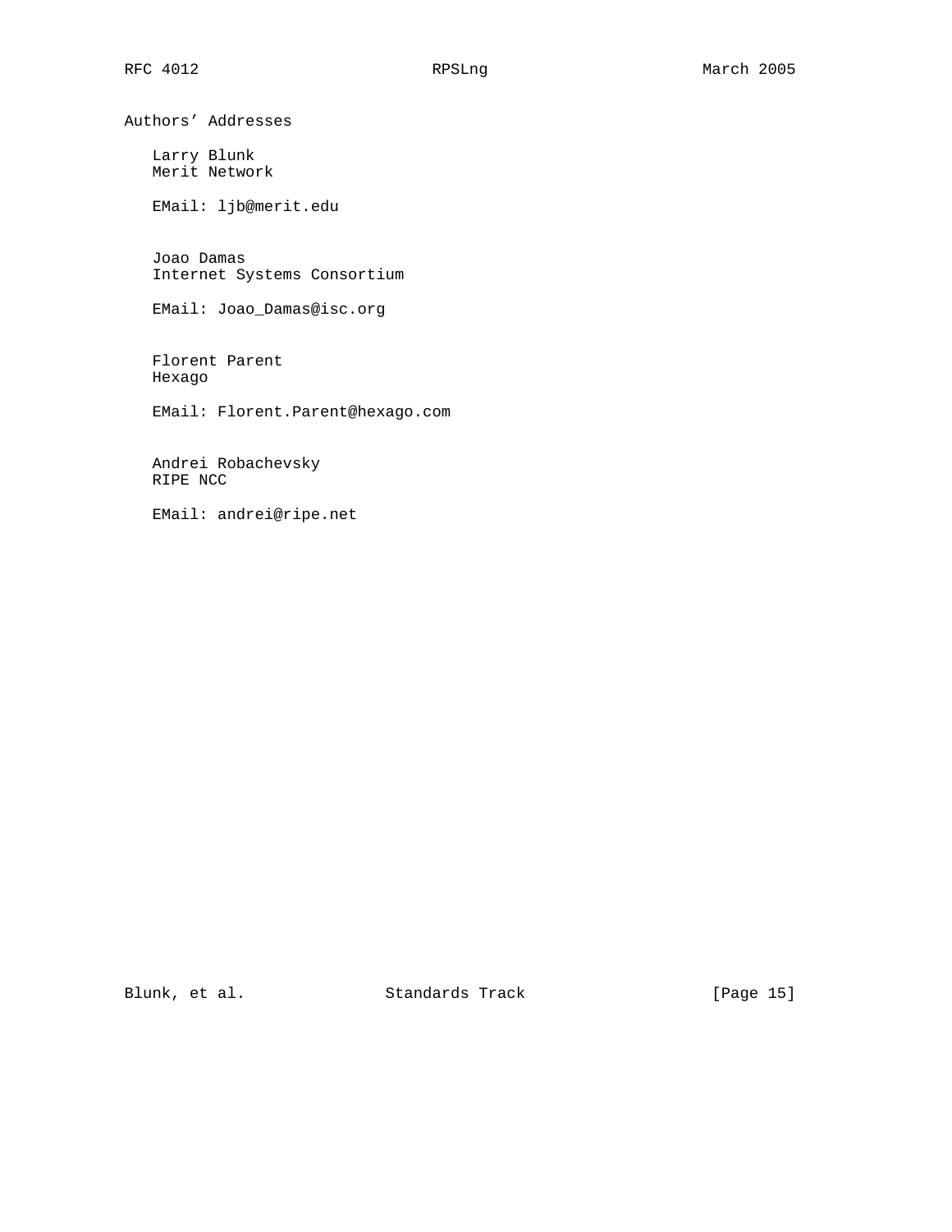## Authors' Addresses

Larry Blunk
Merit Network

EMail: ljb@merit.edu

Joao Damas
Internet Systems Consortium

EMail: Joao_Damas@isc.org

Florent Parent
Hexago

EMail: Florent.Parent@hexago.com

Andrei Robachevsky
RIPE NCC

EMail: andrei@ripe.net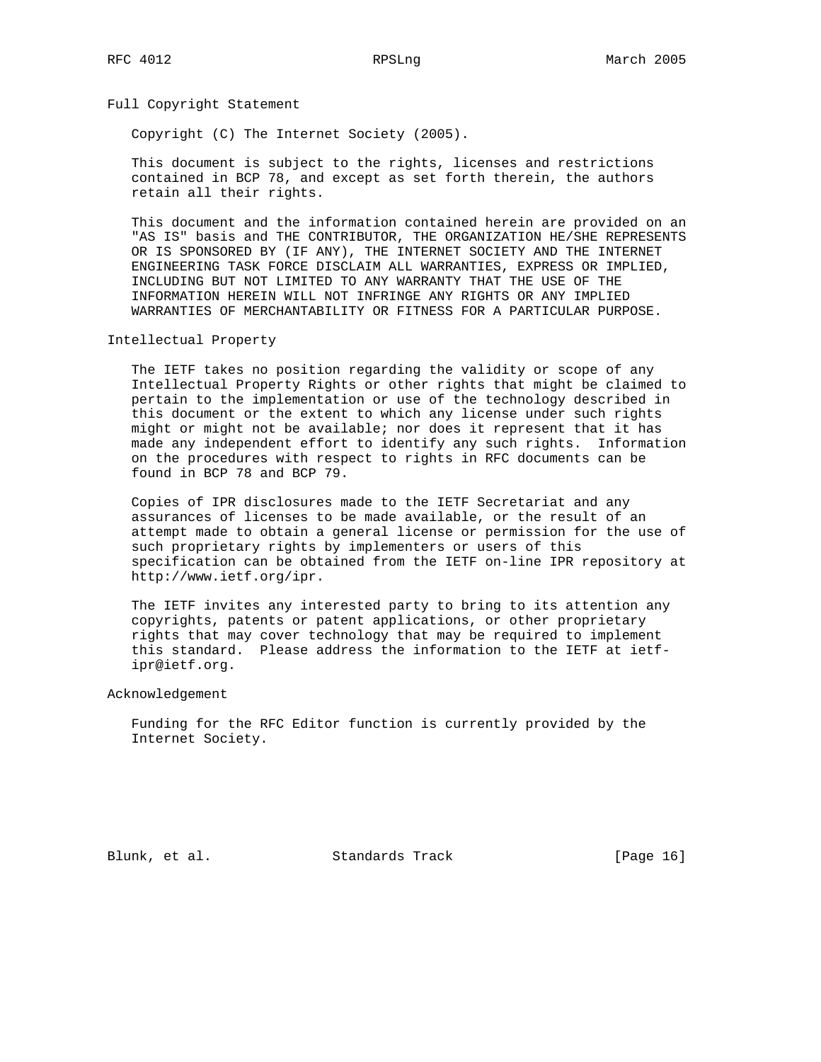## Full Copyright Statement

Copyright (C) The Internet Society (2005).

This document is subject to the rights, licenses and restrictions contained in BCP 78, and except as set forth therein, the authors retain all their rights.

This document and the information contained herein are provided on an "AS IS" basis and THE CONTRIBUTOR, THE ORGANIZATION HE/SHE REPRESENTS OR IS SPONSORED BY (IF ANY), THE INTERNET SOCIETY AND THE INTERNET ENGINEERING TASK FORCE DISCLAIM ALL WARRANTIES, EXPRESS OR IMPLIED, INCLUDING BUT NOT LIMITED TO ANY WARRANTY THAT THE USE OF THE INFORMATION HEREIN WILL NOT INFRINGE ANY RIGHTS OR ANY IMPLIED WARRANTIES OF MERCHANTABILITY OR FITNESS FOR A PARTICULAR PURPOSE.

## Intellectual Property

The IETF takes no position regarding the validity or scope of any Intellectual Property Rights or other rights that might be claimed to pertain to the implementation or use of the technology described in this document or the extent to which any license under such rights might or might not be available; nor does it represent that it has made any independent effort to identify any such rights. Information on the procedures with respect to rights in RFC documents can be found in BCP 78 and BCP 79.

Copies of IPR disclosures made to the IETF Secretariat and any assurances of licenses to be made available, or the result of an attempt made to obtain a general license or permission for the use of such proprietary rights by implementers or users of this specification can be obtained from the IETF on-line IPR repository at http://www.ietf.org/ipr.

The IETF invites any interested party to bring to its attention any copyrights, patents or patent applications, or other proprietary rights that may cover technology that may be required to implement this standard. Please address the information to the IETF at ietf-ipr@ietf.org.

## Acknowledgement

Funding for the RFC Editor function is currently provided by the Internet Society.